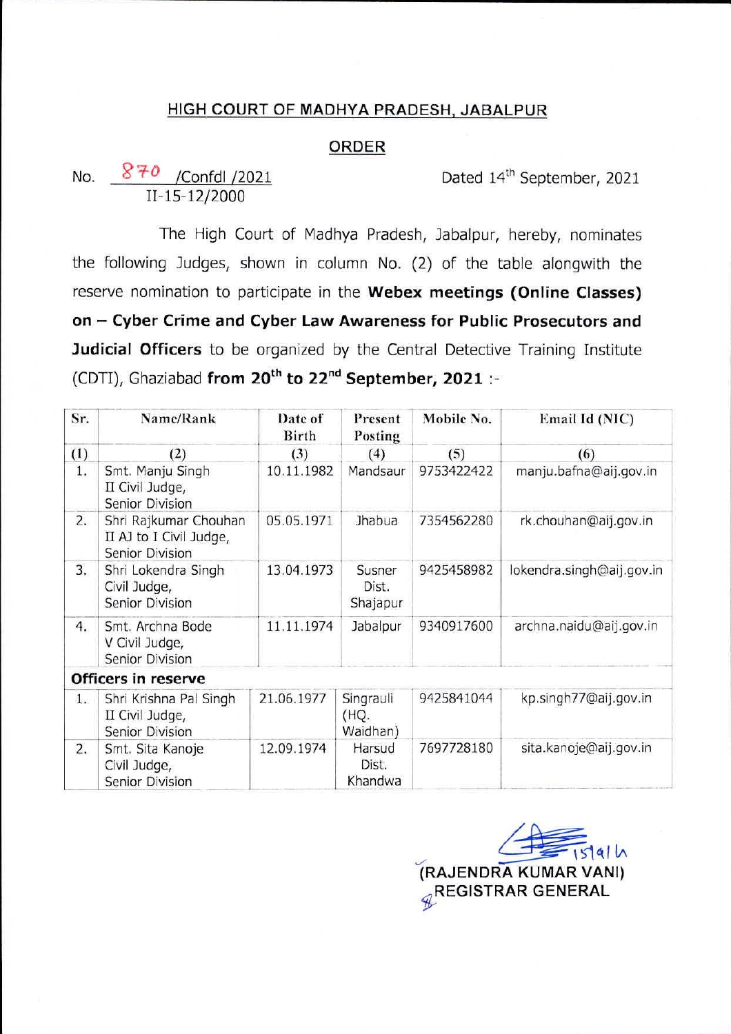## HIGH COURT OF MADHYA PRADESH, JABALPUR

### ORDER

No. 870 /Confdl /2021 Dated 14th September, 2021
II-15-12/2000

The High Court of Madhya Pradesh, Jabalpur, hereby, nominates the following Judges, shown in column No. (2) of the table alongwith the reserve nomination to participate in the **Webex meetings (Online Classes) on – Cyber Crime and Cyber Law Awareness for Public Prosecutors and Judicial Officers** to be organized by the Central Detective Training Institute (CDTI), Ghaziabad **from 20th to 22nd September, 2021** :-

| Sr. | Name/Rank | Date of Birth | Present Posting | Mobile No. | Email Id (NIC) |
|---|---|---|---|---|---|
| (1) | (2) | (3) | (4) | (5) | (6) |
| 1. | Smt. Manju Singh II Civil Judge, Senior Division | 10.11.1982 | Mandsaur | 9753422422 | manju.bafna@aij.gov.in |
| 2. | Shri Rajkumar Chouhan II AJ to I Civil Judge, Senior Division | 05.05.1971 | Jhabua | 7354562280 | rk.chouhan@aij.gov.in |
| 3. | Shri Lokendra Singh Civil Judge, Senior Division | 13.04.1973 | Susner Dist. Shajapur | 9425458982 | lokendra.singh@aij.gov.in |
| 4. | Smt. Archna Bode V Civil Judge, Senior Division | 11.11.1974 | Jabalpur | 9340917600 | archna.naidu@aij.gov.in |
| **Officers in reserve** | | | | | |
| 1. | Shri Krishna Pal Singh II Civil Judge, Senior Division | 21.06.1977 | Singrauli (HQ. Waidhan) | 9425841044 | kp.singh77@aij.gov.in |
| 2. | Smt. Sita Kanoje Civil Judge, Senior Division | 12.09.1974 | Harsud Dist. Khandwa | 7697728180 | sita.kanoje@aij.gov.in |

15/9/21

**(RAJENDRA KUMAR VANI)**
**REGISTRAR GENERAL**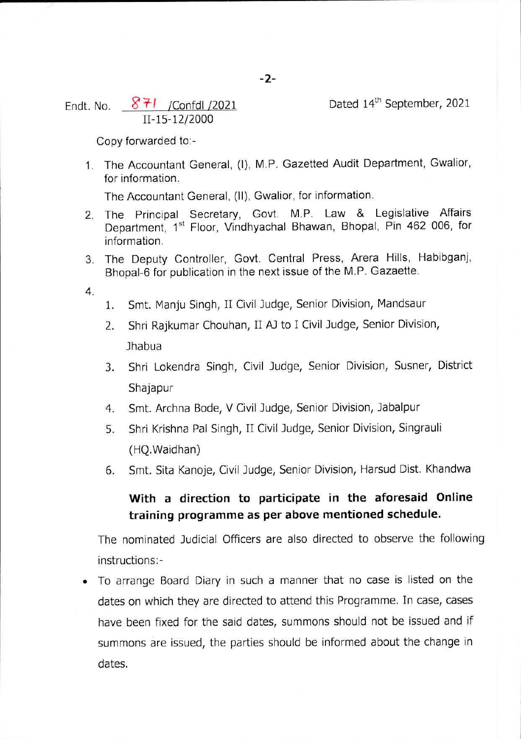Endt. No. 871 /Confdl /2021
II-15-12/2000

Dated 14th September, 2021

Copy forwarded to:-

1. The Accountant General, (I), M.P. Gazetted Audit Department, Gwalior, for information.

   The Accountant General, (II), Gwalior, for information.

2. The Principal Secretary, Govt. M.P. Law & Legislative Affairs Department, 1st Floor, Vindhyachal Bhawan, Bhopal, Pin 462 006, for information.

3. The Deputy Controller, Govt. Central Press, Arera Hills, Habibganj, Bhopal-6 for publication in the next issue of the M.P. Gazaette.

4.
   1. Smt. Manju Singh, II Civil Judge, Senior Division, Mandsaur
   2. Shri Rajkumar Chouhan, II AJ to I Civil Judge, Senior Division, Jhabua
   3. Shri Lokendra Singh, Civil Judge, Senior Division, Susner, District Shajapur
   4. Smt. Archna Bode, V Civil Judge, Senior Division, Jabalpur
   5. Shri Krishna Pal Singh, II Civil Judge, Senior Division, Singrauli (HQ.Waidhan)
   6. Smt. Sita Kanoje, Civil Judge, Senior Division, Harsud Dist. Khandwa

   **With a direction to participate in the aforesaid Online training programme as per above mentioned schedule.**

The nominated Judicial Officers are also directed to observe the following instructions:-

- To arrange Board Diary in such a manner that no case is listed on the dates on which they are directed to attend this Programme. In case, cases have been fixed for the said dates, summons should not be issued and if summons are issued, the parties should be informed about the change in dates.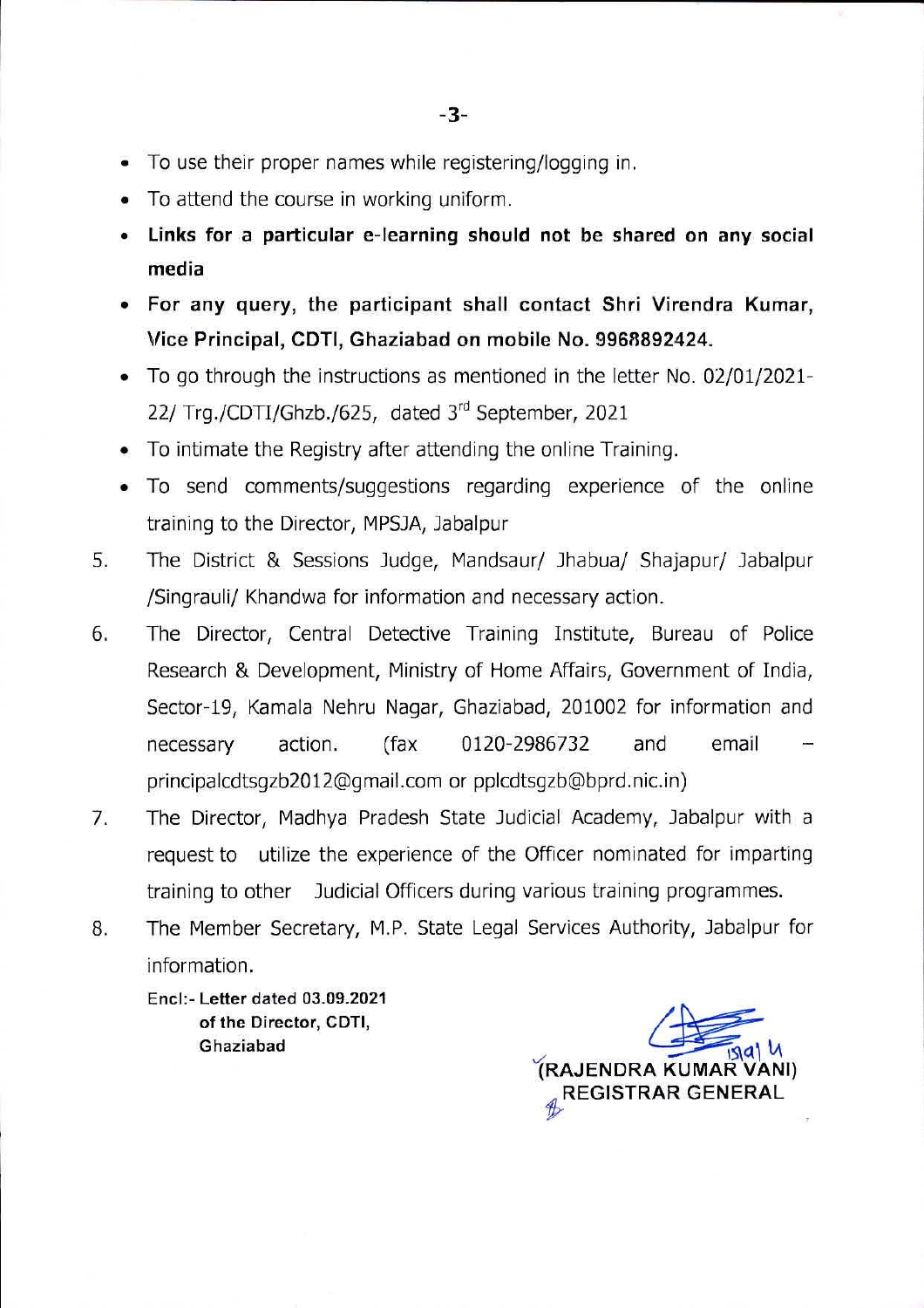- To use their proper names while registering/logging in.
- To attend the course in working uniform.
- **Links for a particular e-learning should not be shared on any social media**
- **For any query, the participant shall contact Shri Virendra Kumar, Vice Principal, CDTI, Ghaziabad on mobile No. 9968892424.**
- To go through the instructions as mentioned in the letter No. 02/01/2021-22/ Trg./CDTI/Ghzb./625, dated 3rd September, 2021
- To intimate the Registry after attending the online Training.
- To send comments/suggestions regarding experience of the online training to the Director, MPSJA, Jabalpur

5. The District & Sessions Judge, Mandsaur/ Jhabua/ Shajapur/ Jabalpur /Singrauli/ Khandwa for information and necessary action.
6. The Director, Central Detective Training Institute, Bureau of Police Research & Development, Ministry of Home Affairs, Government of India, Sector-19, Kamala Nehru Nagar, Ghaziabad, 201002 for information and necessary action. (fax 0120-2986732 and email – principalcdtsgzb2012@gmail.com or pplcdtsgzb@bprd.nic.in)
7. The Director, Madhya Pradesh State Judicial Academy, Jabalpur with a request to utilize the experience of the Officer nominated for imparting training to other Judicial Officers during various training programmes.
8. The Member Secretary, M.P. State Legal Services Authority, Jabalpur for information.

**Encl:- Letter dated 03.09.2021 of the Director, CDTI, Ghaziabad**

**(RAJENDRA KUMAR VANI)**
**REGISTRAR GENERAL**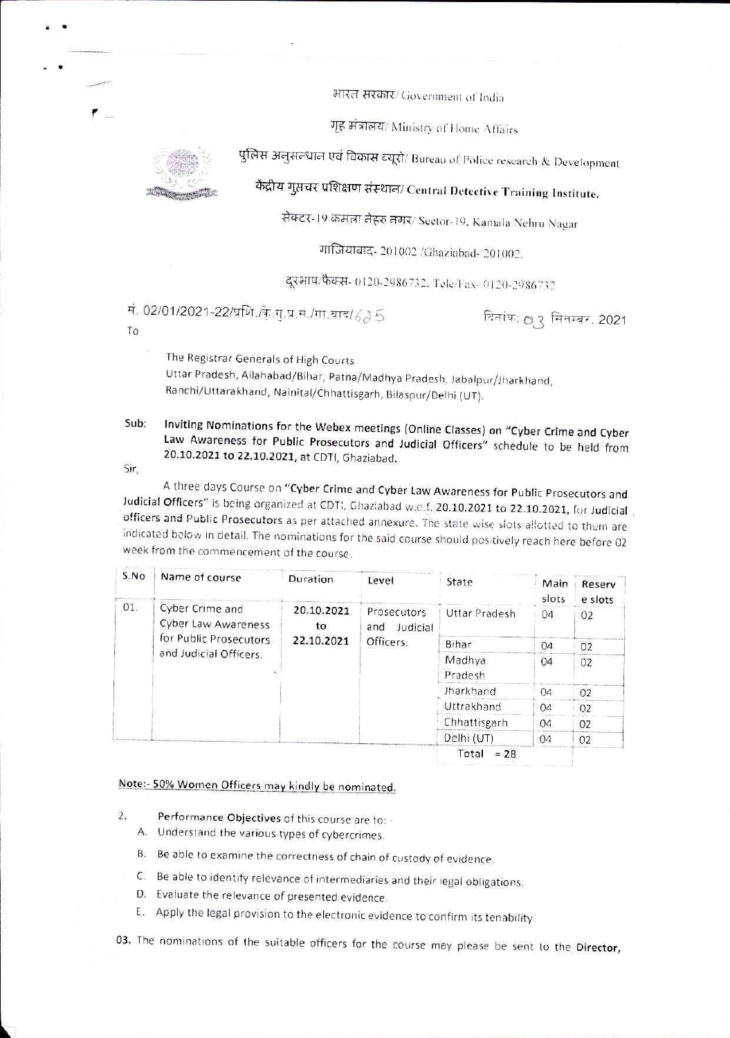भारत सरकार/ Government of India

गृह मंत्रालय/ Ministry of Home Affairs

पुलिस अनुसन्धान एवं विकास ब्यूरो/ Bureau of Police research & Development

**केंद्रीय गुप्तचर प्रशिक्षण संस्थान/ Central Detective Training Institute.**

सेक्टर-19 कमला नेहरु नगर/ Sector-19, Kamala Nehru Nagar

गाजियाबाद- 201002 /Ghaziabad- 201002.

दूरभाष/फैक्स- 0120-2986732, Tele/Fax- 0120-2986732

सं. 02/01/2021-22/प्रशि./के.गु.प्र.सं./गा.बाद/625 दिनांक: 03 सितम्बर, 2021

To

The Registrar Generals of High Courts
Uttar Pradesh, Allahabad/Bihar, Patna/Madhya Pradesh, Jabalpur/Jharkhand, Ranchi/Uttarakhand, Nainital/Chhattisgarh, Bilaspur/Delhi (UT).

**Sub: Inviting Nominations for the Webex meetings (Online Classes) on "Cyber Crime and Cyber Law Awareness for Public Prosecutors and Judicial Officers" schedule to be held from 20.10.2021 to 22.10.2021, at CDTI, Ghaziabad.**

Sir,

A three days Course on **"Cyber Crime and Cyber Law Awareness for Public Prosecutors and Judicial Officers"** is being organized at CDTI, Ghaziabad w.e.f. **20.10.2021 to 22.10.2021**, for Judicial officers and Public Prosecutors as per attached annexure. The state wise slots allotted to them are indicated below in detail. The nominations for the said course should positively reach here before 02 week from the commencement of the course.

| S.No | Name of course | Duration | Level | State | Main slots | Reserve slots |
|---|---|---|---|---|---|---|
| 01. | Cyber Crime and Cyber Law Awareness for Public Prosecutors and Judicial Officers. | 20.10.2021 to 22.10.2021 | Prosecutors and Judicial Officers. | Uttar Pradesh | 04 | 02 |
| | | | | Bihar | 04 | 02 |
| | | | | Madhya Pradesh | 04 | 02 |
| | | | | Jharkhand | 04 | 02 |
| | | | | Uttrakhand | 04 | 02 |
| | | | | Chhattisgarh | 04 | 02 |
| | | | | Delhi (UT) | 04 | 02 |
| | | | | Total = 28 | | |

**Note:- 50% Women Officers may kindly be nominated.**

2. **Performance Objectives** of this course are to: -
   - A. Understand the various types of cybercrimes.
   - B. Be able to examine the correctness of chain of custody of evidence.
   - C. Be able to identify relevance of intermediaries and their legal obligations.
   - D. Evaluate the relevance of presented evidence.
   - E. Apply the legal provision to the electronic evidence to confirm its tenability.

03. The nominations of the suitable officers for the course may please be sent to the **Director,**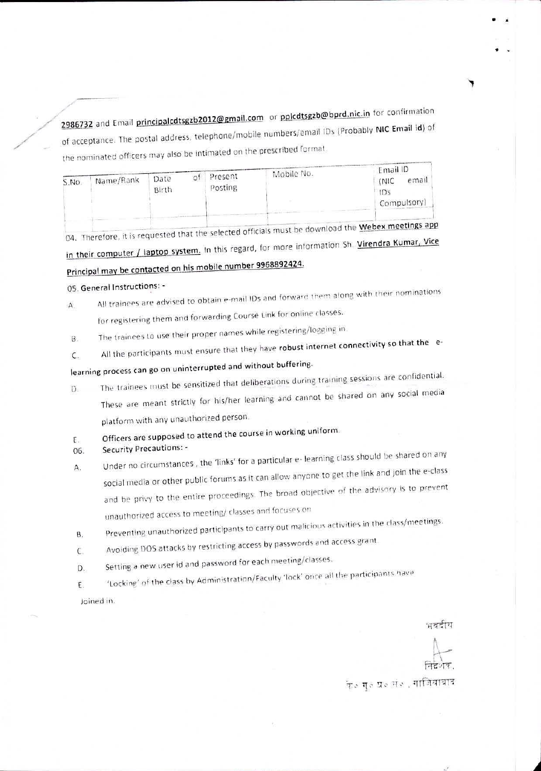**2986732** and Email **principalcdtsgzb2012@gmail.com** or **pplcdtsgzb@bprd.nic.in** for confirmation of acceptance. The postal address, telephone/mobile numbers/email IDs (Probably **NIC Email id**) of the nominated officers may also be intimated on the prescribed format.

| S.No. | Name/Rank | Date of Birth | Present Posting | Mobile No. | Email ID (NIC email IDs Compulsory) |
|---|---|---|---|---|---|
| | | | | | |

04. Therefore, it is requested that the selected officials must be download the **Webex meetings app in their computer / laptop system.** In this regard, for more information Sh. **Virendra Kumar, Vice Principal may be contacted on his mobile number 9968892424.**

05. **General Instructions: -**

A. All trainees are advised to obtain e-mail IDs and forward them along with their nominations for registering them and forwarding Course Link for online classes.

B. The trainees to use their proper names while registering/logging in.

C. All the participants must ensure that they have **robust internet connectivity so that the e-learning process can go on uninterrupted and without buffering.**

D. The trainees must be sensitized that deliberations during training sessions are confidential. These are meant strictly for his/her learning and cannot be shared on any social media platform with any unauthorized person.

E. **Officers are supposed to attend the course in working uniform.**

06. **Security Precautions: -**

A. Under no circumstances, the 'links' for a particular e- learning class should be shared on any social media or other public forums as it can allow anyone to get the link and join the e-class and be privy to the entire proceedings. The broad objective of the advisory is to prevent unauthorized access to meeting/ classes and focuses on

B. Preventing unauthorized participants to carry out malicious activities in the class/meetings.

C. Avoiding DOS attacks by restricting access by passwords and access grant.

D. Setting a new user id and password for each meeting/classes.

E. 'Locking' of the class by Administration/Faculty 'lock' once all the participants have Joined in.

भवदीय

निदेशक,

के० गु० प्र० स०, गाजियाबाद